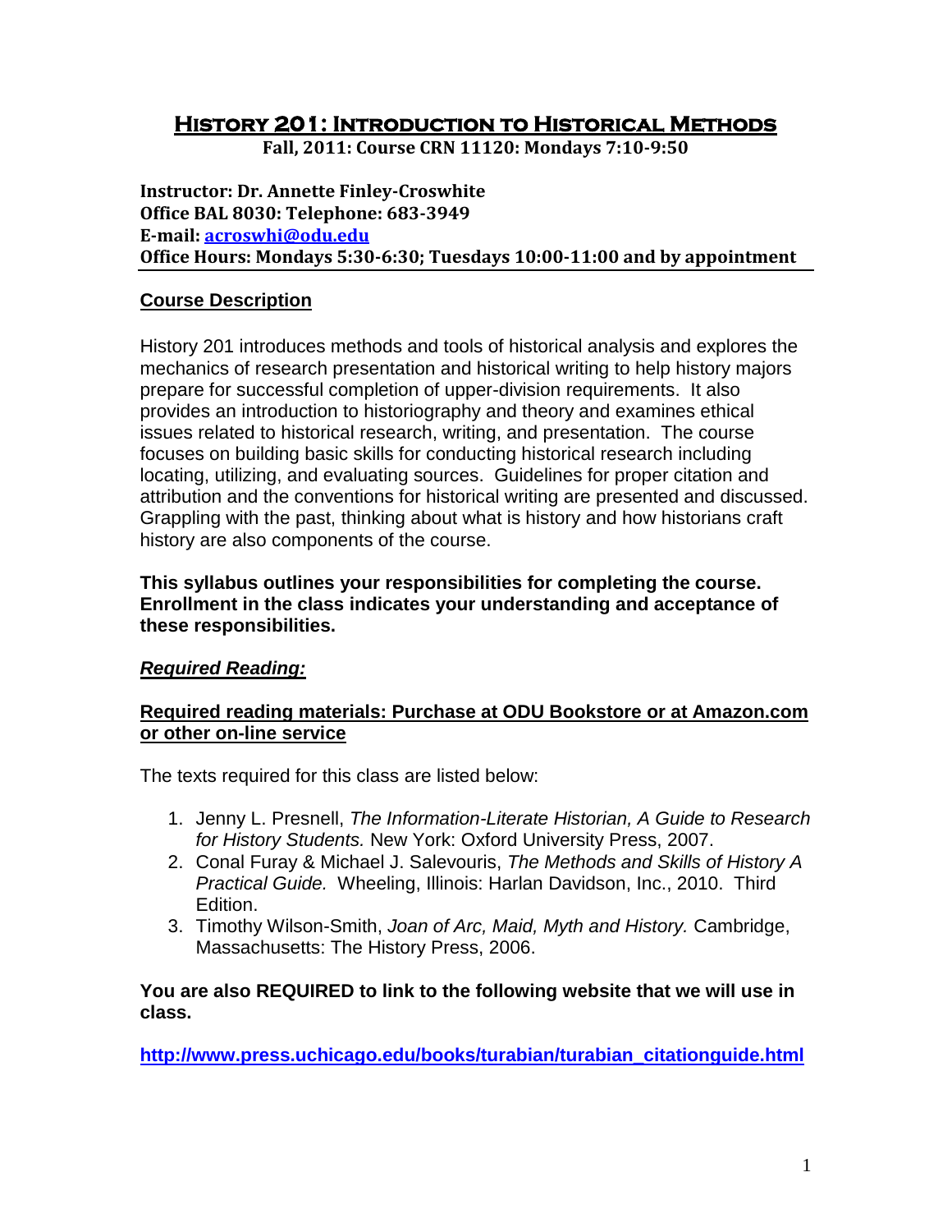# History 201: Introduction to Historical Methods

**Fall, 2011: Course CRN 11120: Mondays 7:10-9:50**

**Instructor: Dr. Annette Finley-Croswhite**
**Office BAL 8030: Telephone: 683-3949**
**E-mail: acroswhi@odu.edu**
**Office Hours: Mondays 5:30-6:30; Tuesdays 10:00-11:00 and by appointment**

## Course Description

History 201 introduces methods and tools of historical analysis and explores the mechanics of research presentation and historical writing to help history majors prepare for successful completion of upper-division requirements. It also provides an introduction to historiography and theory and examines ethical issues related to historical research, writing, and presentation. The course focuses on building basic skills for conducting historical research including locating, utilizing, and evaluating sources. Guidelines for proper citation and attribution and the conventions for historical writing are presented and discussed. Grappling with the past, thinking about what is history and how historians craft history are also components of the course.

**This syllabus outlines your responsibilities for completing the course. Enrollment in the class indicates your understanding and acceptance of these responsibilities.**

### *Required Reading:*

**Required reading materials: Purchase at ODU Bookstore or at Amazon.com or other on-line service**

The texts required for this class are listed below:

1. Jenny L. Presnell, *The Information-Literate Historian, A Guide to Research for History Students.* New York: Oxford University Press, 2007.
2. Conal Furay & Michael J. Salevouris, *The Methods and Skills of History A Practical Guide.* Wheeling, Illinois: Harlan Davidson, Inc., 2010. Third Edition.
3. Timothy Wilson-Smith, *Joan of Arc, Maid, Myth and History.* Cambridge, Massachusetts: The History Press, 2006.

**You are also REQUIRED to link to the following website that we will use in class.**

**http://www.press.uchicago.edu/books/turabian/turabian_citationguide.html**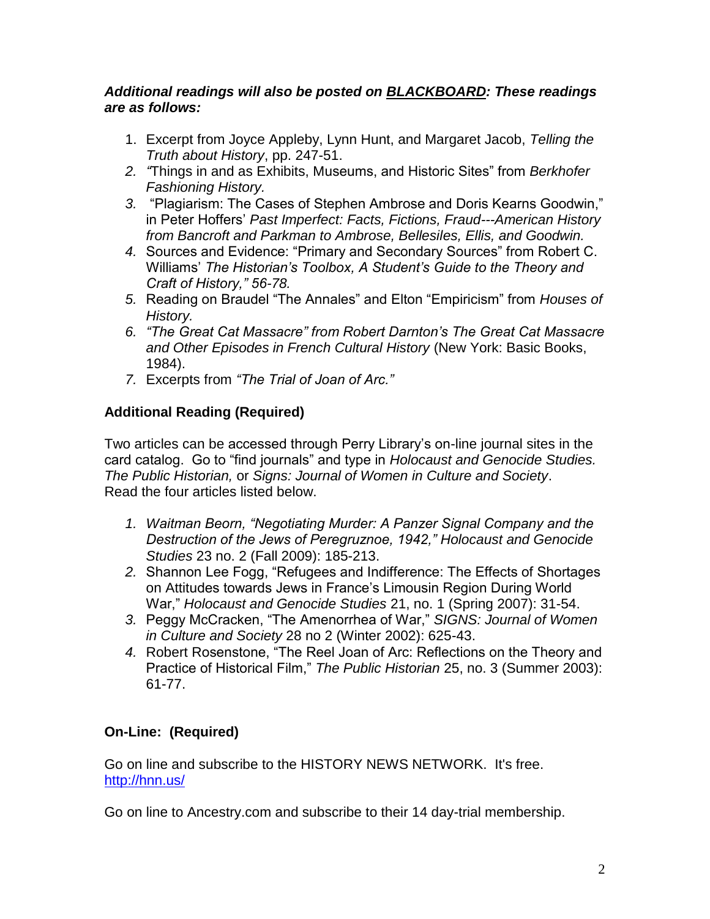***Additional readings will also be posted on <u>BLACKBOARD</u>: These readings are as follows:***

1. Excerpt from Joyce Appleby, Lynn Hunt, and Margaret Jacob, *Telling the Truth about History*, pp. 247-51.
2. *"*Things in and as Exhibits, Museums, and Historic Sites" from *Berkhofer Fashioning History.*
3. "Plagiarism: The Cases of Stephen Ambrose and Doris Kearns Goodwin," in Peter Hoffers' *Past Imperfect: Facts, Fictions, Fraud---American History from Bancroft and Parkman to Ambrose, Bellesiles, Ellis, and Goodwin.*
4. Sources and Evidence: "Primary and Secondary Sources" from Robert C. Williams' *The Historian's Toolbox, A Student's Guide to the Theory and Craft of History," 56-78.*
5. Reading on Braudel "The Annales" and Elton "Empiricism" from *Houses of History.*
6. *"The Great Cat Massacre" from Robert Darnton's The Great Cat Massacre and Other Episodes in French Cultural History* (New York: Basic Books, 1984).
7. Excerpts from *"The Trial of Joan of Arc."*

**Additional Reading (Required)**

Two articles can be accessed through Perry Library's on-line journal sites in the card catalog. Go to "find journals" and type in *Holocaust and Genocide Studies. The Public Historian,* or *Signs: Journal of Women in Culture and Society*. Read the four articles listed below.

1. *Waitman Beorn, "Negotiating Murder: A Panzer Signal Company and the Destruction of the Jews of Peregruznoe, 1942," Holocaust and Genocide Studies* 23 no. 2 (Fall 2009): 185-213.
2. Shannon Lee Fogg, "Refugees and Indifference: The Effects of Shortages on Attitudes towards Jews in France's Limousin Region During World War," *Holocaust and Genocide Studies* 21, no. 1 (Spring 2007): 31-54.
3. Peggy McCracken, "The Amenorrhea of War," *SIGNS: Journal of Women in Culture and Society* 28 no 2 (Winter 2002): 625-43.
4. Robert Rosenstone, "The Reel Joan of Arc: Reflections on the Theory and Practice of Historical Film," *The Public Historian* 25, no. 3 (Summer 2003): 61-77.

**On-Line: (Required)**

Go on line and subscribe to the HISTORY NEWS NETWORK. It's free. http://hnn.us/

Go on line to Ancestry.com and subscribe to their 14 day-trial membership.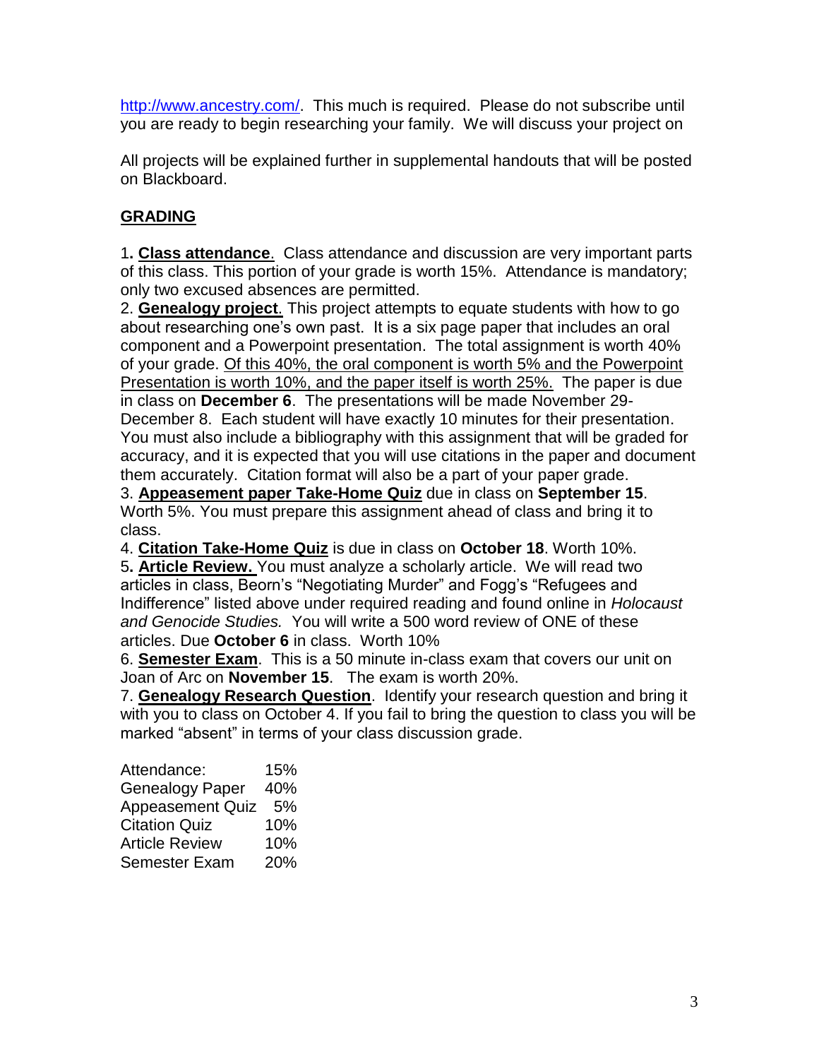http://www.ancestry.com/. This much is required. Please do not subscribe until you are ready to begin researching your family. We will discuss your project on

All projects will be explained further in supplemental handouts that will be posted on Blackboard.

## GRADING

1**. Class attendance**. Class attendance and discussion are very important parts of this class. This portion of your grade is worth 15%. Attendance is mandatory; only two excused absences are permitted.

2. **Genealogy project**. This project attempts to equate students with how to go about researching one's own past. It is a six page paper that includes an oral component and a Powerpoint presentation. The total assignment is worth 40% of your grade. Of this 40%, the oral component is worth 5% and the Powerpoint Presentation is worth 10%, and the paper itself is worth 25%. The paper is due in class on **December 6**. The presentations will be made November 29-December 8. Each student will have exactly 10 minutes for their presentation. You must also include a bibliography with this assignment that will be graded for accuracy, and it is expected that you will use citations in the paper and document them accurately. Citation format will also be a part of your paper grade.

3. **Appeasement paper Take-Home Quiz** due in class on **September 15**. Worth 5%. You must prepare this assignment ahead of class and bring it to class.

4. **Citation Take-Home Quiz** is due in class on **October 18**. Worth 10%.

5**. Article Review.** You must analyze a scholarly article. We will read two articles in class, Beorn's "Negotiating Murder" and Fogg's "Refugees and Indifference" listed above under required reading and found online in *Holocaust and Genocide Studies.* You will write a 500 word review of ONE of these articles. Due **October 6** in class. Worth 10%

6. **Semester Exam**. This is a 50 minute in-class exam that covers our unit on Joan of Arc on **November 15**. The exam is worth 20%.

7. **Genealogy Research Question**. Identify your research question and bring it with you to class on October 4. If you fail to bring the question to class you will be marked "absent" in terms of your class discussion grade.

| | |
|---|---|
| Attendance: | 15% |
| Genealogy Paper | 40% |
| Appeasement Quiz | 5% |
| Citation Quiz | 10% |
| Article Review | 10% |
| Semester Exam | 20% |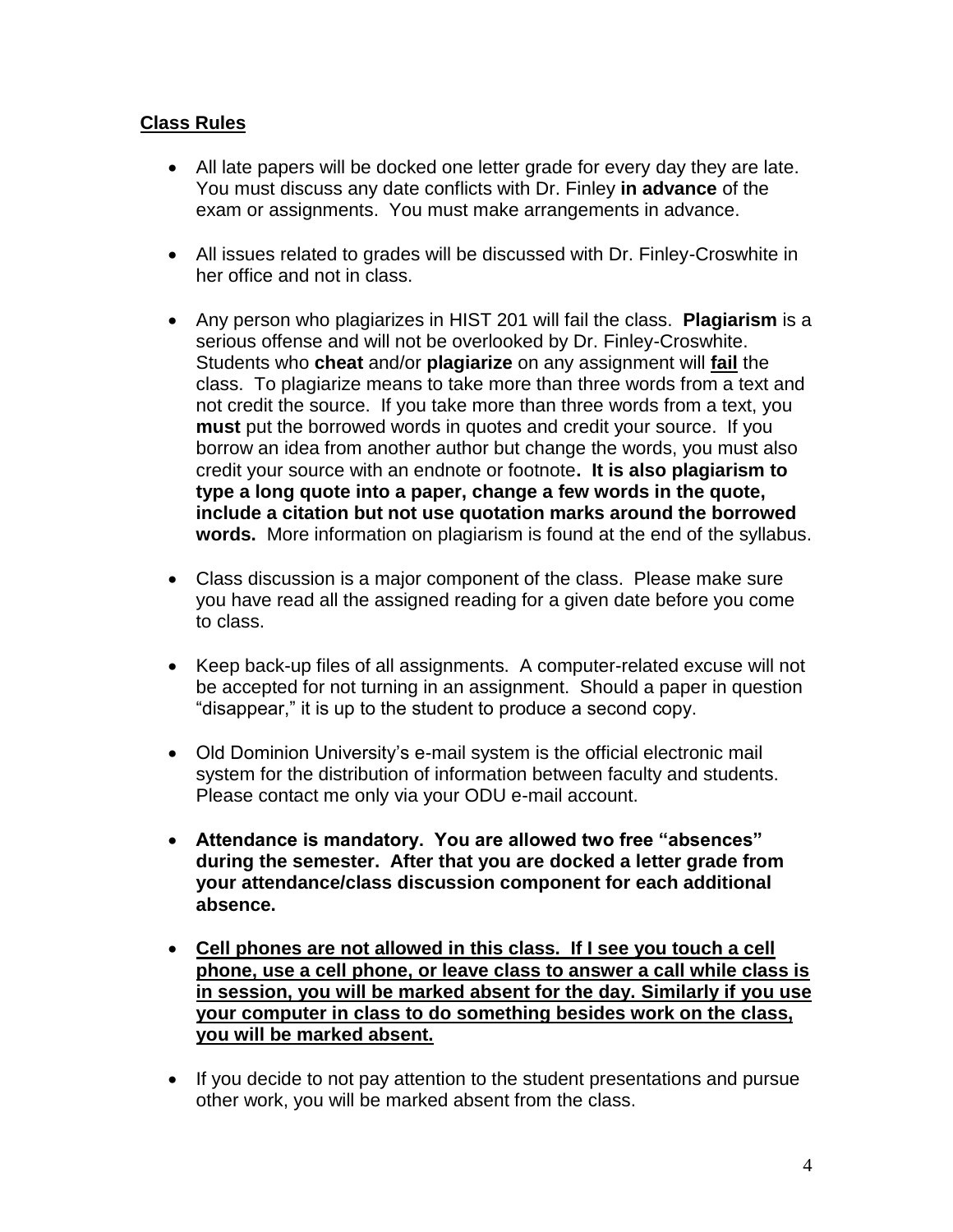## **Class Rules**

- All late papers will be docked one letter grade for every day they are late. You must discuss any date conflicts with Dr. Finley **in advance** of the exam or assignments. You must make arrangements in advance.

- All issues related to grades will be discussed with Dr. Finley-Croswhite in her office and not in class.

- Any person who plagiarizes in HIST 201 will fail the class. **Plagiarism** is a serious offense and will not be overlooked by Dr. Finley-Croswhite. Students who **cheat** and/or **plagiarize** on any assignment will **fail** the class. To plagiarize means to take more than three words from a text and not credit the source. If you take more than three words from a text, you **must** put the borrowed words in quotes and credit your source. If you borrow an idea from another author but change the words, you must also credit your source with an endnote or footnote**. It is also plagiarism to type a long quote into a paper, change a few words in the quote, include a citation but not use quotation marks around the borrowed words.** More information on plagiarism is found at the end of the syllabus.

- Class discussion is a major component of the class. Please make sure you have read all the assigned reading for a given date before you come to class.

- Keep back-up files of all assignments. A computer-related excuse will not be accepted for not turning in an assignment. Should a paper in question "disappear," it is up to the student to produce a second copy.

- Old Dominion University's e-mail system is the official electronic mail system for the distribution of information between faculty and students. Please contact me only via your ODU e-mail account.

- **Attendance is mandatory. You are allowed two free "absences" during the semester. After that you are docked a letter grade from your attendance/class discussion component for each additional absence.**

- <u>**Cell phones are not allowed in this class. If I see you touch a cell phone, use a cell phone, or leave class to answer a call while class is in session, you will be marked absent for the day. Similarly if you use your computer in class to do something besides work on the class, you will be marked absent.**</u>

- If you decide to not pay attention to the student presentations and pursue other work, you will be marked absent from the class.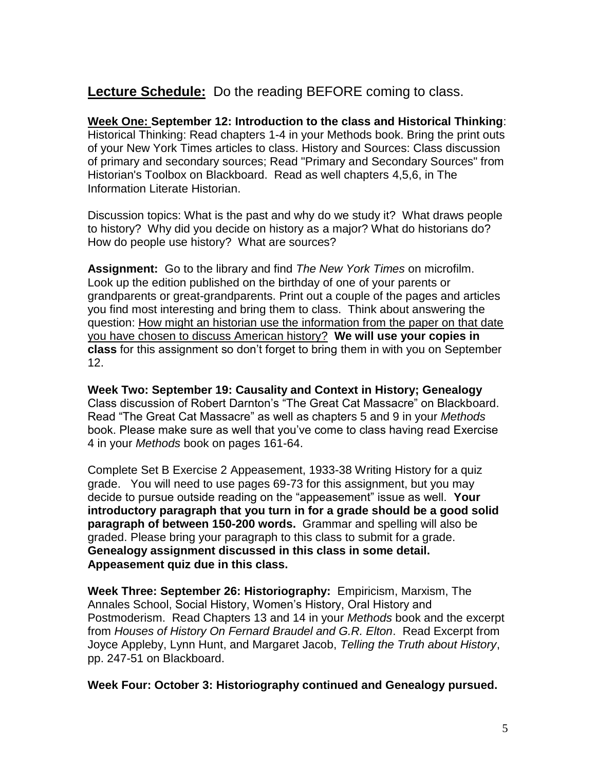## **Lecture Schedule:** Do the reading BEFORE coming to class.

**Week One: September 12: Introduction to the class and Historical Thinking**: Historical Thinking: Read chapters 1-4 in your Methods book. Bring the print outs of your New York Times articles to class. History and Sources: Class discussion of primary and secondary sources; Read "Primary and Secondary Sources" from Historian's Toolbox on Blackboard. Read as well chapters 4,5,6, in The Information Literate Historian.

Discussion topics: What is the past and why do we study it? What draws people to history? Why did you decide on history as a major? What do historians do? How do people use history? What are sources?

**Assignment:** Go to the library and find *The New York Times* on microfilm. Look up the edition published on the birthday of one of your parents or grandparents or great-grandparents. Print out a couple of the pages and articles you find most interesting and bring them to class. Think about answering the question: How might an historian use the information from the paper on that date you have chosen to discuss American history? **We will use your copies in class** for this assignment so don't forget to bring them in with you on September 12.

**Week Two: September 19: Causality and Context in History; Genealogy**
Class discussion of Robert Darnton's "The Great Cat Massacre" on Blackboard. Read "The Great Cat Massacre" as well as chapters 5 and 9 in your *Methods* book. Please make sure as well that you've come to class having read Exercise 4 in your *Methods* book on pages 161-64.

Complete Set B Exercise 2 Appeasement, 1933-38 Writing History for a quiz grade. You will need to use pages 69-73 for this assignment, but you may decide to pursue outside reading on the "appeasement" issue as well. **Your introductory paragraph that you turn in for a grade should be a good solid paragraph of between 150-200 words.** Grammar and spelling will also be graded. Please bring your paragraph to this class to submit for a grade.
**Genealogy assignment discussed in this class in some detail.**
**Appeasement quiz due in this class.**

**Week Three: September 26: Historiography:** Empiricism, Marxism, The Annales School, Social History, Women's History, Oral History and Postmoderism. Read Chapters 13 and 14 in your *Methods* book and the excerpt from *Houses of History On Fernard Braudel and G.R. Elton*. Read Excerpt from Joyce Appleby, Lynn Hunt, and Margaret Jacob, *Telling the Truth about History*, pp. 247-51 on Blackboard.

**Week Four: October 3: Historiography continued and Genealogy pursued.**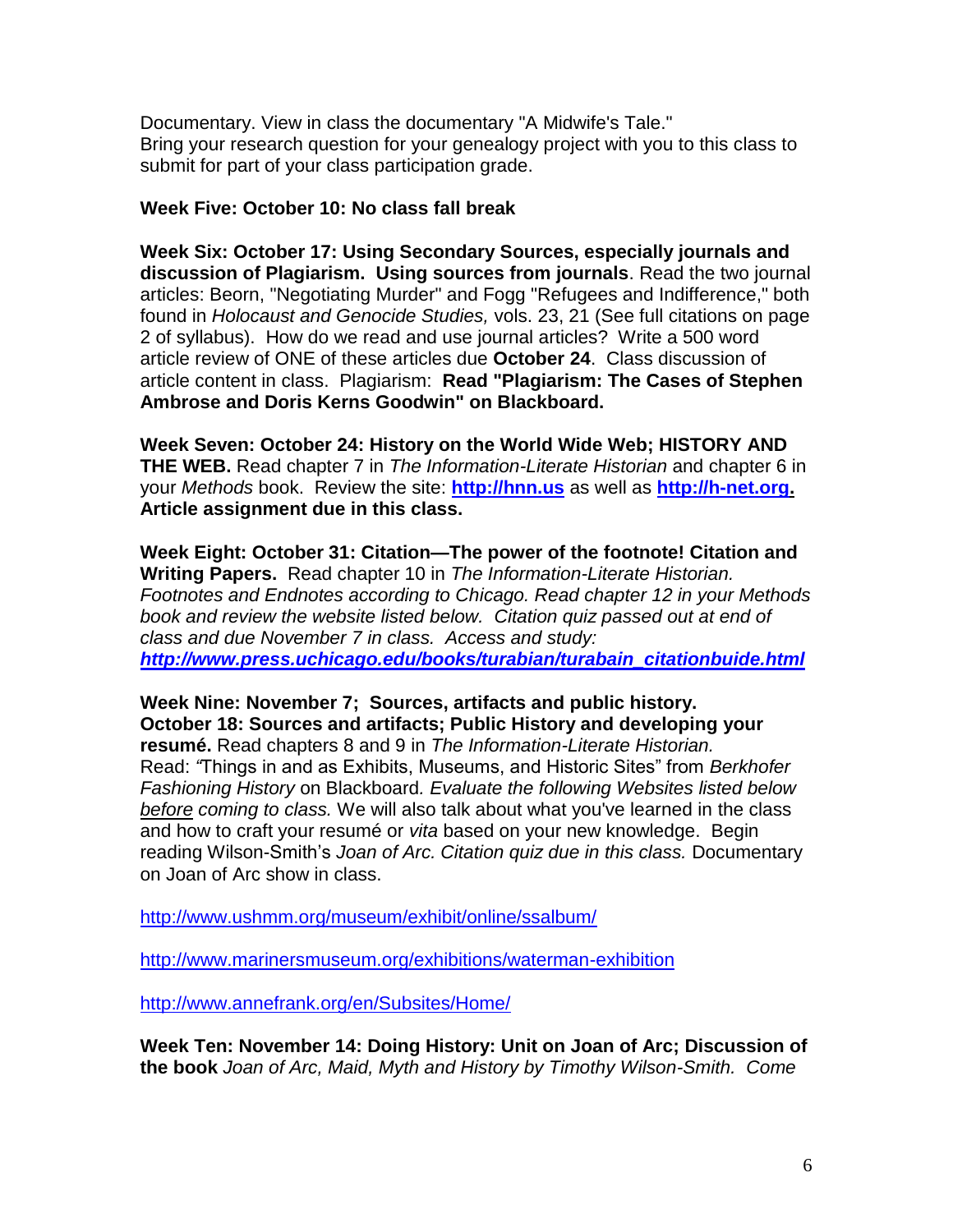Documentary. View in class the documentary "A Midwife's Tale."
Bring your research question for your genealogy project with you to this class to submit for part of your class participation grade.

**Week Five: October 10: No class fall break**

**Week Six: October 17: Using Secondary Sources, especially journals and discussion of Plagiarism. Using sources from journals**. Read the two journal articles: Beorn, "Negotiating Murder" and Fogg "Refugees and Indifference," both found in *Holocaust and Genocide Studies,* vols. 23, 21 (See full citations on page 2 of syllabus). How do we read and use journal articles? Write a 500 word article review of ONE of these articles due **October 24**. Class discussion of article content in class. Plagiarism: **Read "Plagiarism: The Cases of Stephen Ambrose and Doris Kerns Goodwin" on Blackboard.**

**Week Seven: October 24: History on the World Wide Web; HISTORY AND THE WEB.** Read chapter 7 in *The Information-Literate Historian* and chapter 6 in your *Methods* book. Review the site: **http://hnn.us** as well as **http://h-net.org. Article assignment due in this class.**

**Week Eight: October 31: Citation—The power of the footnote! Citation and Writing Papers.** Read chapter 10 in *The Information-Literate Historian. Footnotes and Endnotes according to Chicago. Read chapter 12 in your Methods book and review the website listed below. Citation quiz passed out at end of class and due November 7 in class. Access and study:* ***http://www.press.uchicago.edu/books/turabian/turabain_citationbuide.html***

**Week Nine: November 7; Sources, artifacts and public history. October 18: Sources and artifacts; Public History and developing your resumé.** Read chapters 8 and 9 in *The Information-Literate Historian.* Read: *"*Things in and as Exhibits, Museums, and Historic Sites" from *Berkhofer Fashioning History* on Blackboard*. Evaluate the following Websites listed below before coming to class.* We will also talk about what you've learned in the class and how to craft your resumé or *vita* based on your new knowledge. Begin reading Wilson-Smith's *Joan of Arc. Citation quiz due in this class.* Documentary on Joan of Arc show in class.

http://www.ushmm.org/museum/exhibit/online/ssalbum/

http://www.marinersmuseum.org/exhibitions/waterman-exhibition

http://www.annefrank.org/en/Subsites/Home/

**Week Ten: November 14: Doing History: Unit on Joan of Arc; Discussion of the book** *Joan of Arc, Maid, Myth and History by Timothy Wilson-Smith. Come*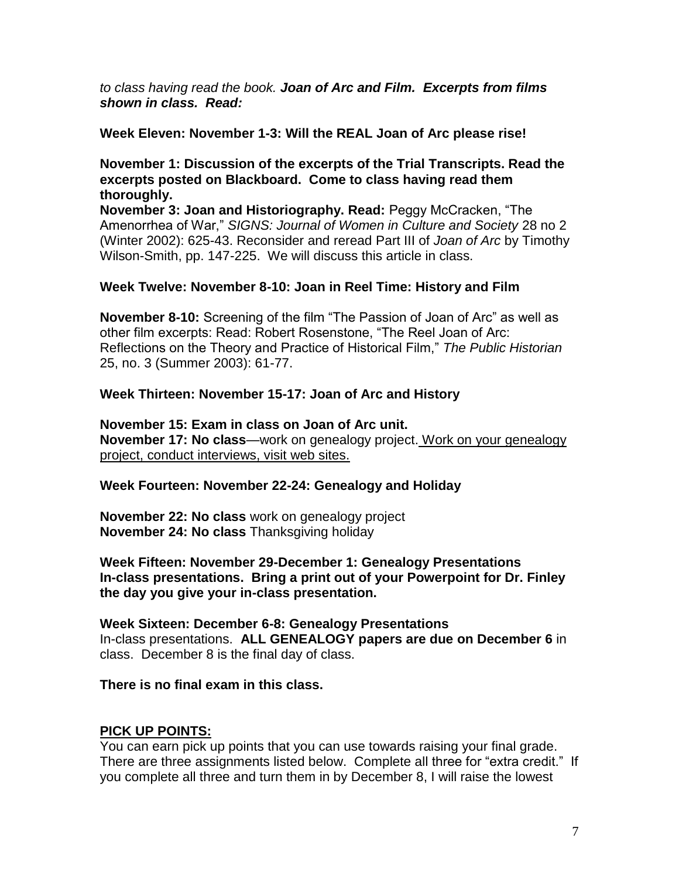*to class having read the book.* ***Joan of Arc and Film. Excerpts from films shown in class. Read:***

**Week Eleven: November 1-3: Will the REAL Joan of Arc please rise!**

**November 1: Discussion of the excerpts of the Trial Transcripts. Read the excerpts posted on Blackboard. Come to class having read them thoroughly.**
**November 3: Joan and Historiography. Read:** Peggy McCracken, "The Amenorrhea of War," *SIGNS: Journal of Women in Culture and Society* 28 no 2 (Winter 2002): 625-43. Reconsider and reread Part III of *Joan of Arc* by Timothy Wilson-Smith, pp. 147-225. We will discuss this article in class.

**Week Twelve: November 8-10: Joan in Reel Time: History and Film**

**November 8-10:** Screening of the film "The Passion of Joan of Arc" as well as other film excerpts: Read: Robert Rosenstone, "The Reel Joan of Arc: Reflections on the Theory and Practice of Historical Film," *The Public Historian* 25, no. 3 (Summer 2003): 61-77.

**Week Thirteen: November 15-17: Joan of Arc and History**

**November 15: Exam in class on Joan of Arc unit.**
**November 17: No class**—work on genealogy project. <u>Work on your genealogy project, conduct interviews, visit web sites.</u>

**Week Fourteen: November 22-24: Genealogy and Holiday**

**November 22: No class** work on genealogy project
**November 24: No class** Thanksgiving holiday

**Week Fifteen: November 29-December 1: Genealogy Presentations**
**In-class presentations. Bring a print out of your Powerpoint for Dr. Finley the day you give your in-class presentation.**

**Week Sixteen: December 6-8: Genealogy Presentations**
In-class presentations. **ALL GENEALOGY papers are due on December 6** in class. December 8 is the final day of class.

**There is no final exam in this class.**

**<u>PICK UP POINTS:</u>**
You can earn pick up points that you can use towards raising your final grade. There are three assignments listed below. Complete all three for "extra credit." If you complete all three and turn them in by December 8, I will raise the lowest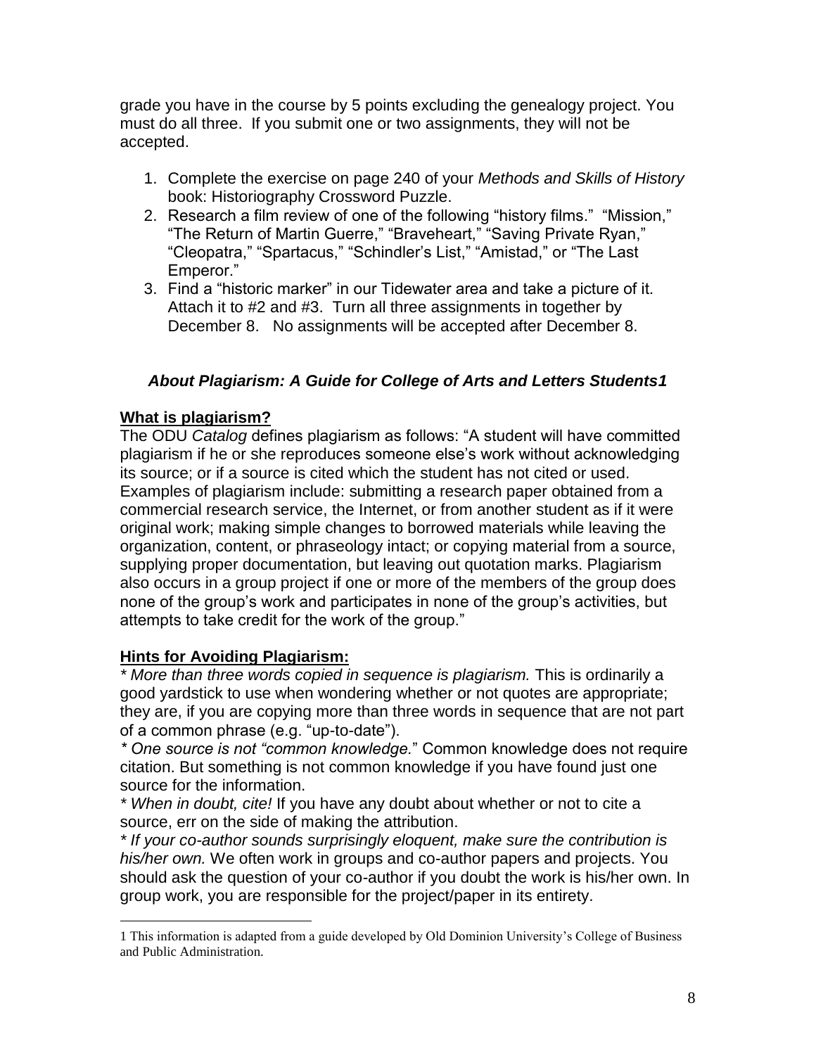grade you have in the course by 5 points excluding the genealogy project. You must do all three. If you submit one or two assignments, they will not be accepted.

1. Complete the exercise on page 240 of your *Methods and Skills of History* book: Historiography Crossword Puzzle.
2. Research a film review of one of the following "history films." "Mission," "The Return of Martin Guerre," "Braveheart," "Saving Private Ryan," "Cleopatra," "Spartacus," "Schindler's List," "Amistad," or "The Last Emperor."
3. Find a "historic marker" in our Tidewater area and take a picture of it. Attach it to #2 and #3. Turn all three assignments in together by December 8. No assignments will be accepted after December 8.

### *About Plagiarism: A Guide for College of Arts and Letters Students*[1]

**What is plagiarism?**

The ODU *Catalog* defines plagiarism as follows: "A student will have committed plagiarism if he or she reproduces someone else's work without acknowledging its source; or if a source is cited which the student has not cited or used. Examples of plagiarism include: submitting a research paper obtained from a commercial research service, the Internet, or from another student as if it were original work; making simple changes to borrowed materials while leaving the organization, content, or phraseology intact; or copying material from a source, supplying proper documentation, but leaving out quotation marks. Plagiarism also occurs in a group project if one or more of the members of the group does none of the group's work and participates in none of the group's activities, but attempts to take credit for the work of the group."

**Hints for Avoiding Plagiarism:**

*\* More than three words copied in sequence is plagiarism.* This is ordinarily a good yardstick to use when wondering whether or not quotes are appropriate; they are, if you are copying more than three words in sequence that are not part of a common phrase (e.g. "up-to-date").

*\* One source is not "common knowledge."* Common knowledge does not require citation. But something is not common knowledge if you have found just one source for the information.

*\* When in doubt, cite!* If you have any doubt about whether or not to cite a source, err on the side of making the attribution.

*\* If your co-author sounds surprisingly eloquent, make sure the contribution is his/her own.* We often work in groups and co-author papers and projects. You should ask the question of your co-author if you doubt the work is his/her own. In group work, you are responsible for the project/paper in its entirety.

---

[1] This information is adapted from a guide developed by Old Dominion University's College of Business and Public Administration.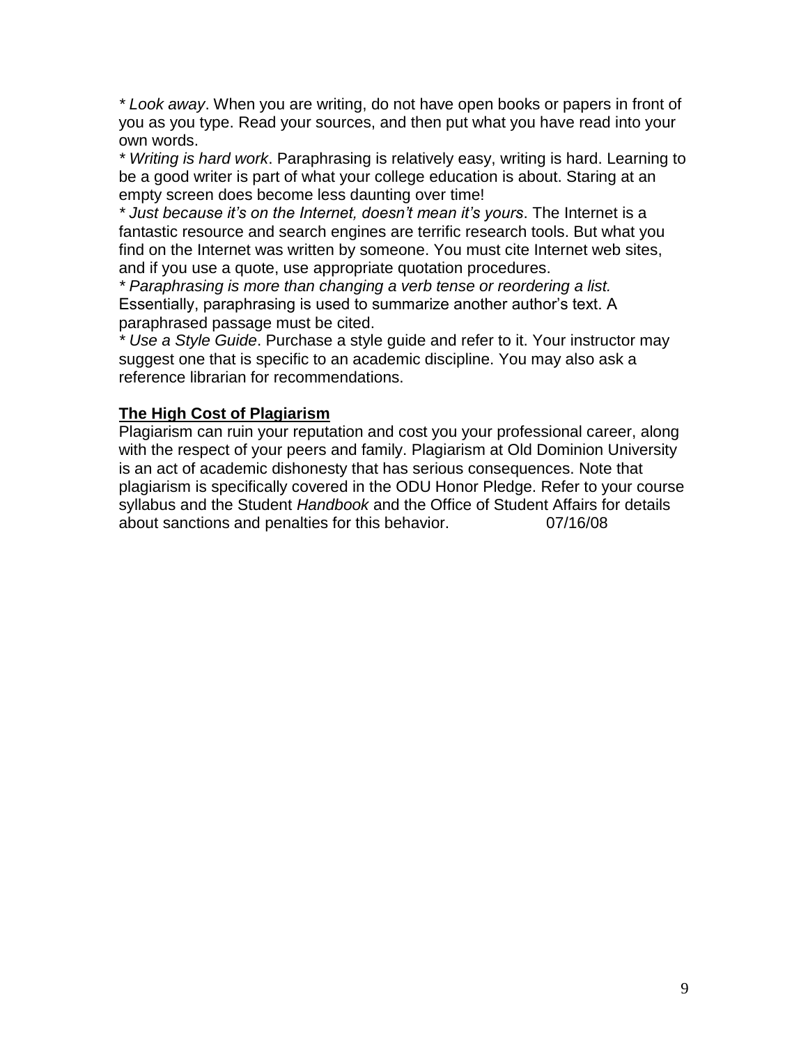* *Look away*. When you are writing, do not have open books or papers in front of you as you type. Read your sources, and then put what you have read into your own words.

* *Writing is hard work*. Paraphrasing is relatively easy, writing is hard. Learning to be a good writer is part of what your college education is about. Staring at an empty screen does become less daunting over time!

* *Just because it's on the Internet, doesn't mean it's yours*. The Internet is a fantastic resource and search engines are terrific research tools. But what you find on the Internet was written by someone. You must cite Internet web sites, and if you use a quote, use appropriate quotation procedures.

* *Paraphrasing is more than changing a verb tense or reordering a list.* Essentially, paraphrasing is used to summarize another author's text. A paraphrased passage must be cited.

* *Use a Style Guide*. Purchase a style guide and refer to it. Your instructor may suggest one that is specific to an academic discipline. You may also ask a reference librarian for recommendations.

**The High Cost of Plagiarism**

Plagiarism can ruin your reputation and cost you your professional career, along with the respect of your peers and family. Plagiarism at Old Dominion University is an act of academic dishonesty that has serious consequences. Note that plagiarism is specifically covered in the ODU Honor Pledge. Refer to your course syllabus and the Student *Handbook* and the Office of Student Affairs for details about sanctions and penalties for this behavior. 07/16/08